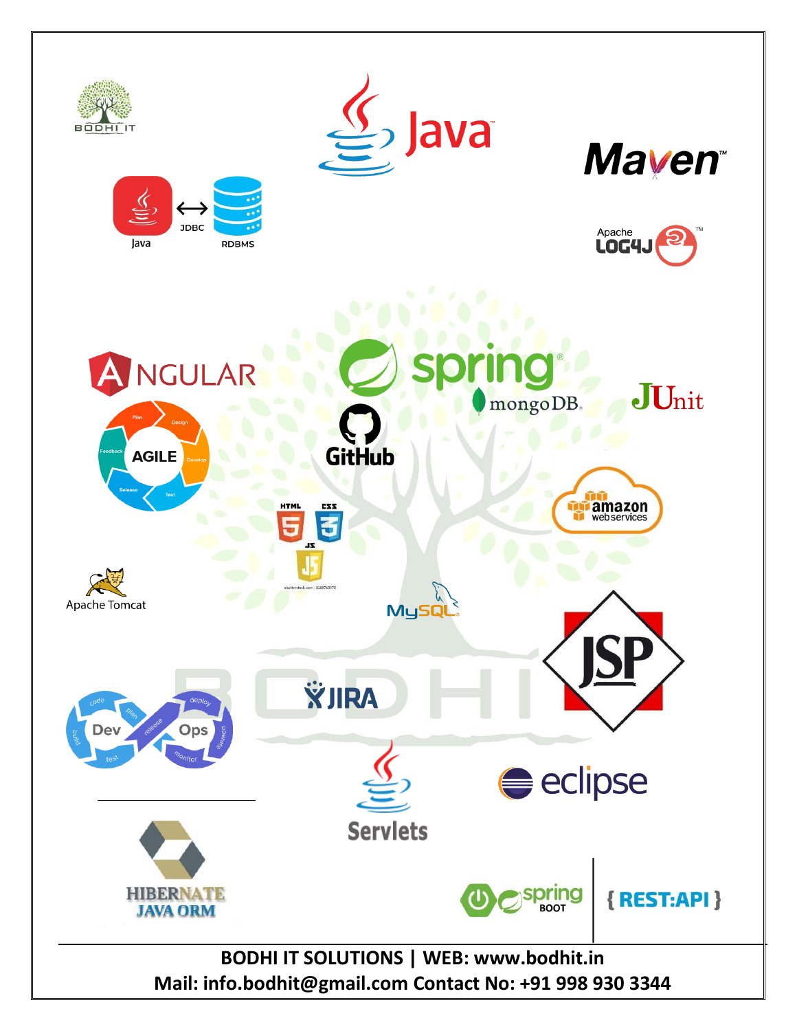**BODHI IT SOLUTIONS | WEB: www.bodhit.in**

**Mail: info.bodhit@gmail.com Contact No: +91 998 930 3344**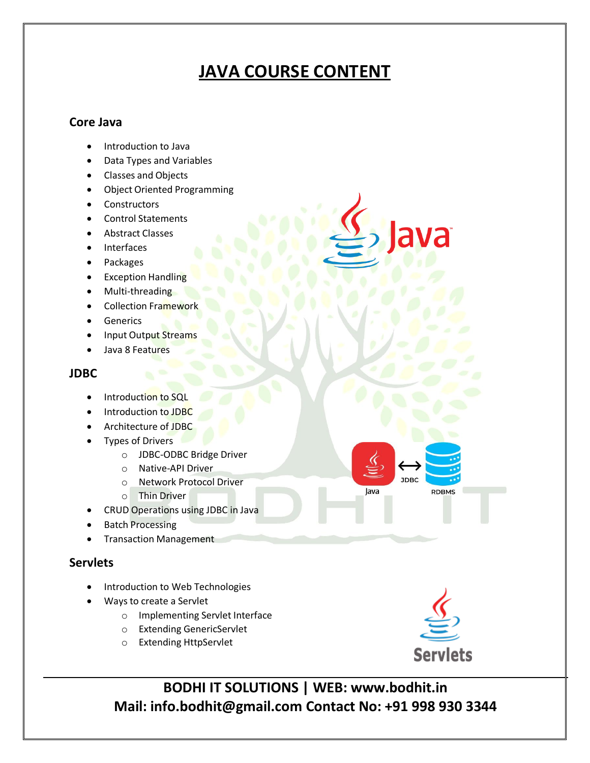# JAVA COURSE CONTENT

## Core Java

- Introduction to Java
- Data Types and Variables
- Classes and Objects
- Object Oriented Programming
- Constructors
- Control Statements
- Abstract Classes
- Interfaces
- Packages
- Exception Handling
- Multi-threading
- Collection Framework
- Generics
- Input Output Streams
- Java 8 Features

## JDBC

- Introduction to SQL
- Introduction to JDBC
- Architecture of JDBC
- Types of Drivers
  - JDBC-ODBC Bridge Driver
  - Native-API Driver
  - Network Protocol Driver
  - Thin Driver
- CRUD Operations using JDBC in Java
- Batch Processing
- Transaction Management

## Servlets

- Introduction to Web Technologies
- Ways to create a Servlet
  - Implementing Servlet Interface
  - Extending GenericServlet
  - Extending HttpServlet

**BODHI IT SOLUTIONS | WEB: www.bodhit.in**
**Mail: info.bodhit@gmail.com Contact No: +91 998 930 3344**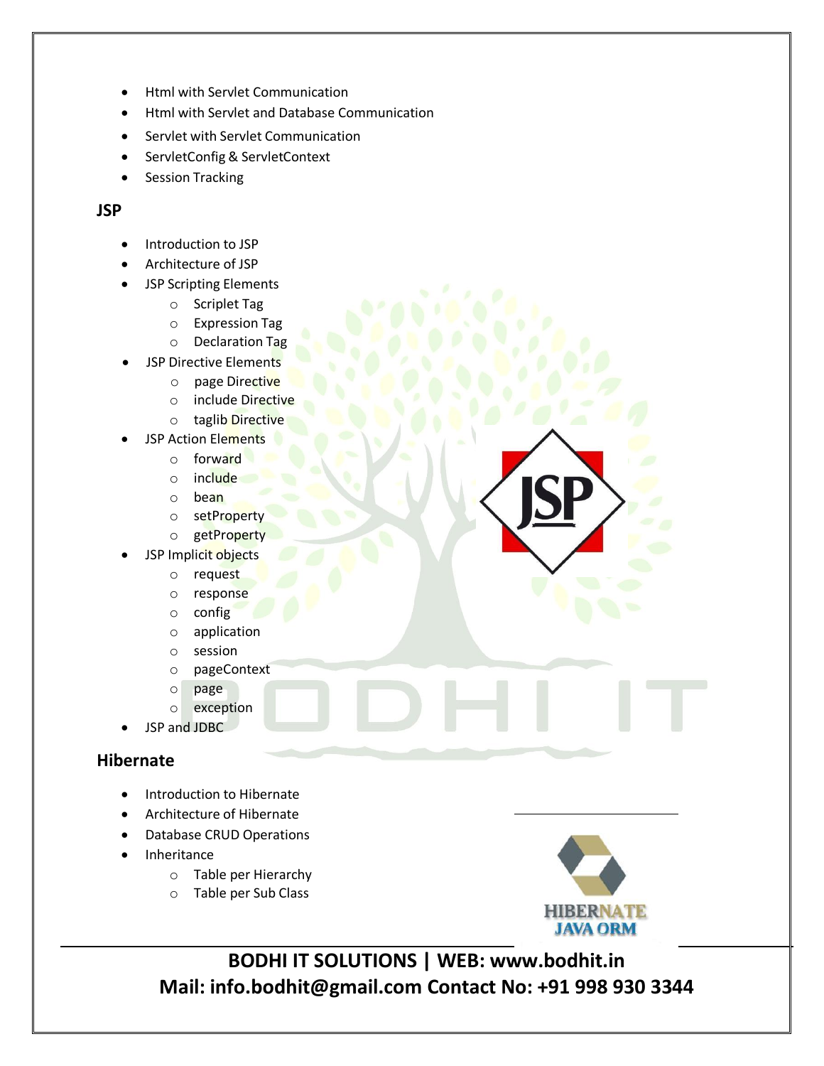- Html with Servlet Communication
- Html with Servlet and Database Communication
- Servlet with Servlet Communication
- ServletConfig & ServletContext
- Session Tracking

## JSP

- Introduction to JSP
- Architecture of JSP
- JSP Scripting Elements
  - Scriplet Tag
  - Expression Tag
  - Declaration Tag
- JSP Directive Elements
  - page Directive
  - include Directive
  - taglib Directive
- JSP Action Elements
  - forward
  - include
  - bean
  - setProperty
  - getProperty
- JSP Implicit objects
  - request
  - response
  - config
  - application
  - session
  - pageContext
  - page
  - exception
- JSP and JDBC

## Hibernate

- Introduction to Hibernate
- Architecture of Hibernate
- Database CRUD Operations
- Inheritance
  - Table per Hierarchy
  - Table per Sub Class

**BODHI IT SOLUTIONS | WEB: www.bodhit.in**
**Mail: info.bodhit@gmail.com Contact No: +91 998 930 3344**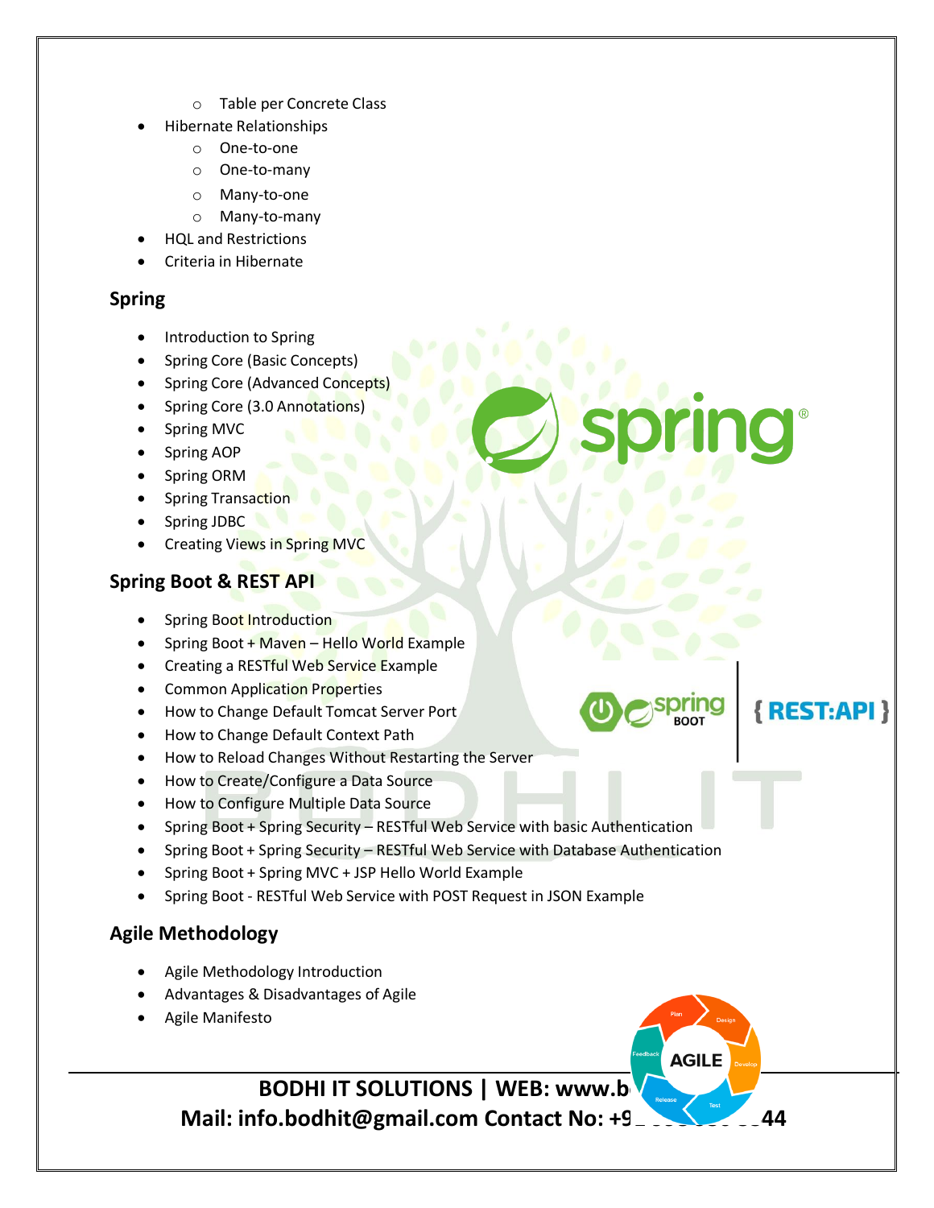- Table per Concrete Class
- Hibernate Relationships
    - One-to-one
    - One-to-many
    - Many-to-one
    - Many-to-many
- HQL and Restrictions
- Criteria in Hibernate

## Spring

- Introduction to Spring
- Spring Core (Basic Concepts)
- Spring Core (Advanced Concepts)
- Spring Core (3.0 Annotations)
- Spring MVC
- Spring AOP
- Spring ORM
- Spring Transaction
- Spring JDBC
- Creating Views in Spring MVC

## Spring Boot & REST API

- Spring Boot Introduction
- Spring Boot + Maven – Hello World Example
- Creating a RESTful Web Service Example
- Common Application Properties
- How to Change Default Tomcat Server Port
- How to Change Default Context Path
- How to Reload Changes Without Restarting the Server
- How to Create/Configure a Data Source
- How to Configure Multiple Data Source
- Spring Boot + Spring Security – RESTful Web Service with basic Authentication
- Spring Boot + Spring Security – RESTful Web Service with Database Authentication
- Spring Boot + Spring MVC + JSP Hello World Example
- Spring Boot - RESTful Web Service with POST Request in JSON Example

## Agile Methodology

- Agile Methodology Introduction
- Advantages & Disadvantages of Agile
- Agile Manifesto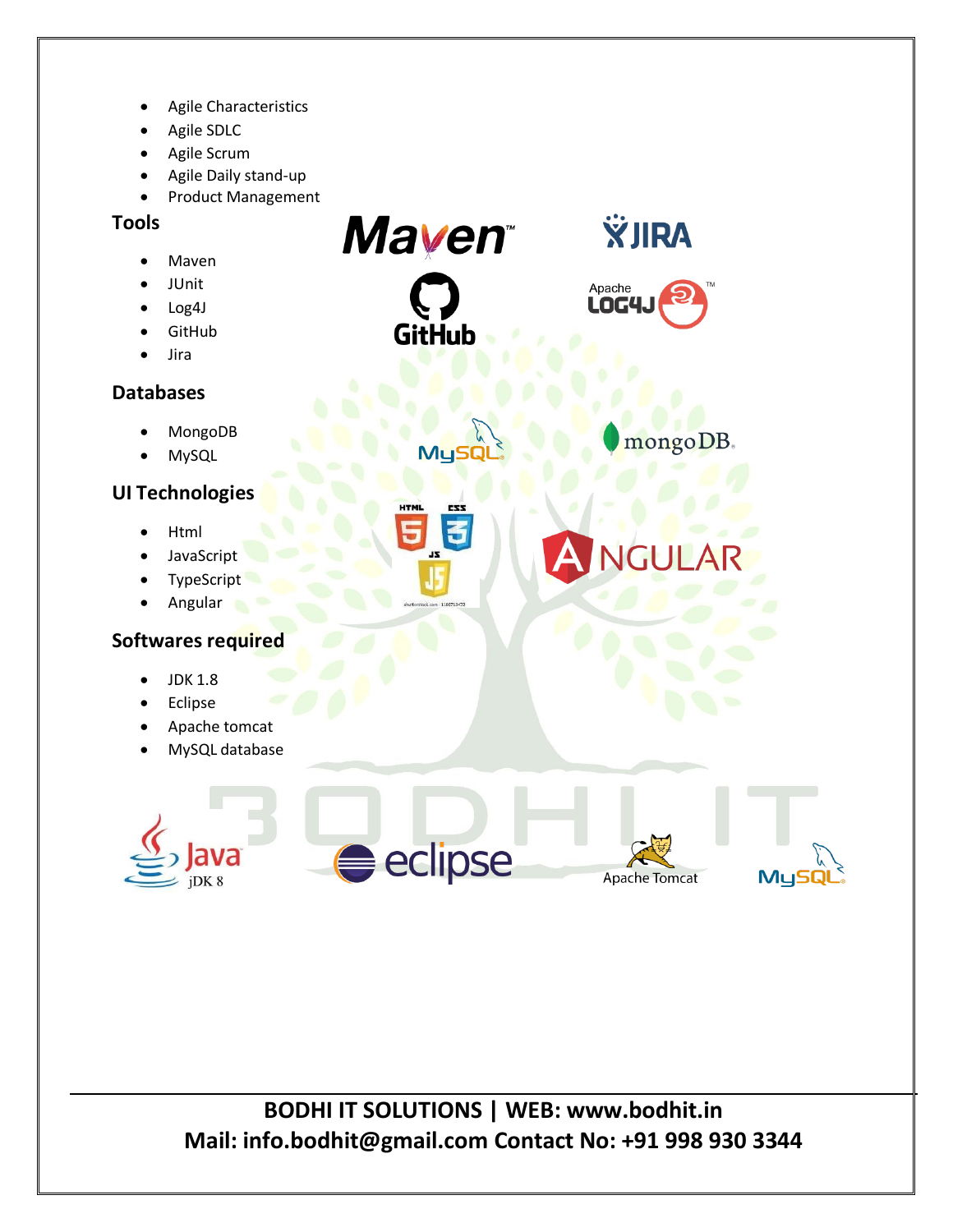- Agile Characteristics
- Agile SDLC
- Agile Scrum
- Agile Daily stand-up
- Product Management

## Tools

- Maven
- JUnit
- Log4J
- GitHub
- Jira

## Databases

- MongoDB
- MySQL

## UI Technologies

- Html
- JavaScript
- TypeScript
- Angular

## Softwares required

- JDK 1.8
- Eclipse
- Apache tomcat
- MySQL database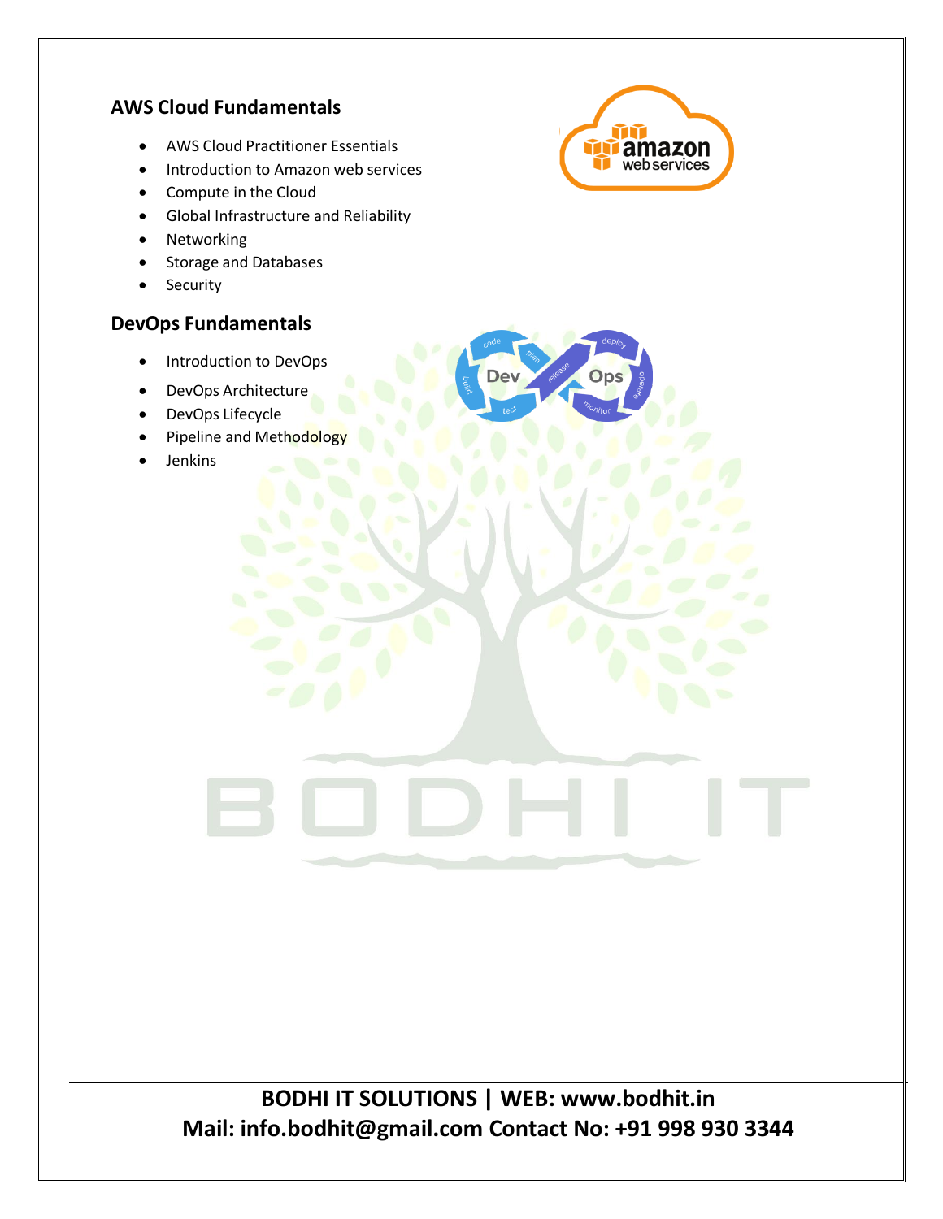## AWS Cloud Fundamentals

- AWS Cloud Practitioner Essentials
- Introduction to Amazon web services
- Compute in the Cloud
- Global Infrastructure and Reliability
- Networking
- Storage and Databases
- Security

## DevOps Fundamentals

- Introduction to DevOps
- DevOps Architecture
- DevOps Lifecycle
- Pipeline and Methodology
- Jenkins

**BODHI IT SOLUTIONS | WEB: www.bodhit.in**
**Mail: info.bodhit@gmail.com Contact No: +91 998 930 3344**